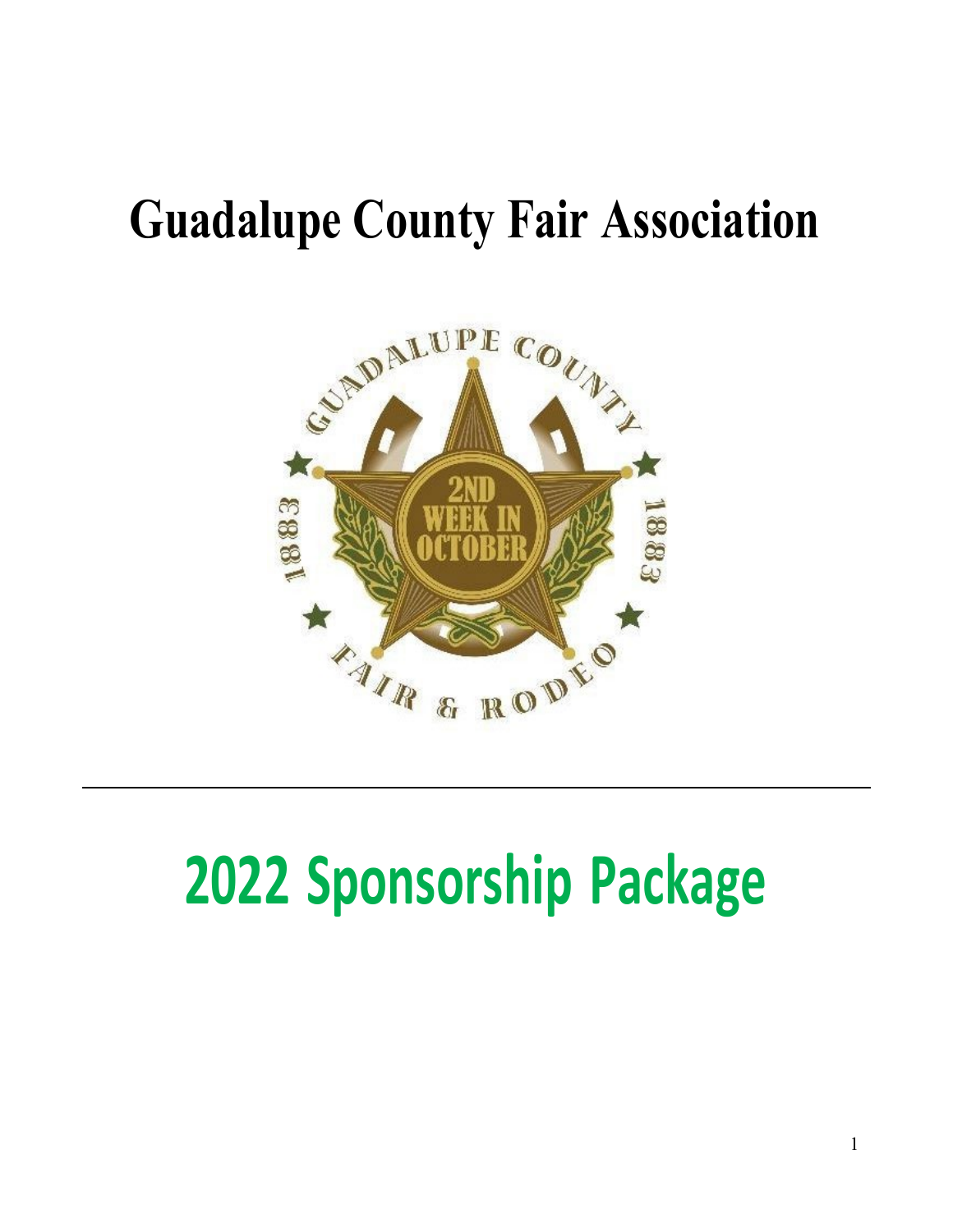# Guadalupe County Fair Association

# 2022 Sponsorship Package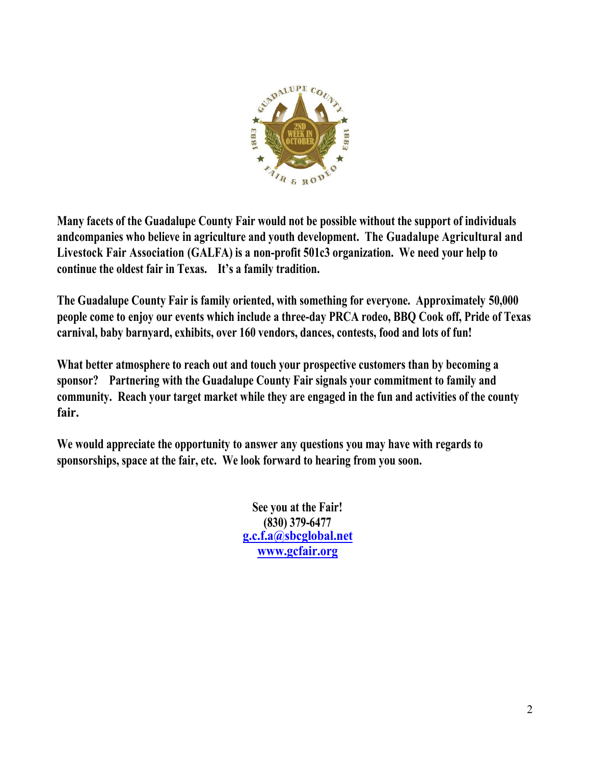Many facets of the Guadalupe County Fair would not be possible without the support of individuals andcompanies who believe in agriculture and youth development. The Guadalupe Agricultural and Livestock Fair Association (GALFA) is a non-profit 501c3 organization. We need your help to continue the oldest fair in Texas. It's a family tradition.

The Guadalupe County Fair is family oriented, with something for everyone. Approximately 50,000 people come to enjoy our events which include a three-day PRCA rodeo, BBQ Cook off, Pride of Texas carnival, baby barnyard, exhibits, over 160 vendors, dances, contests, food and lots of fun!

What better atmosphere to reach out and touch your prospective customers than by becoming a sponsor? Partnering with the Guadalupe County Fair signals your commitment to family and community. Reach your target market while they are engaged in the fun and activities of the county fair.

We would appreciate the opportunity to answer any questions you may have with regards to sponsorships, space at the fair, etc. We look forward to hearing from you soon.

See you at the Fair!
(830) 379-6477
g.c.f.a@sbcglobal.net
www.gcfair.org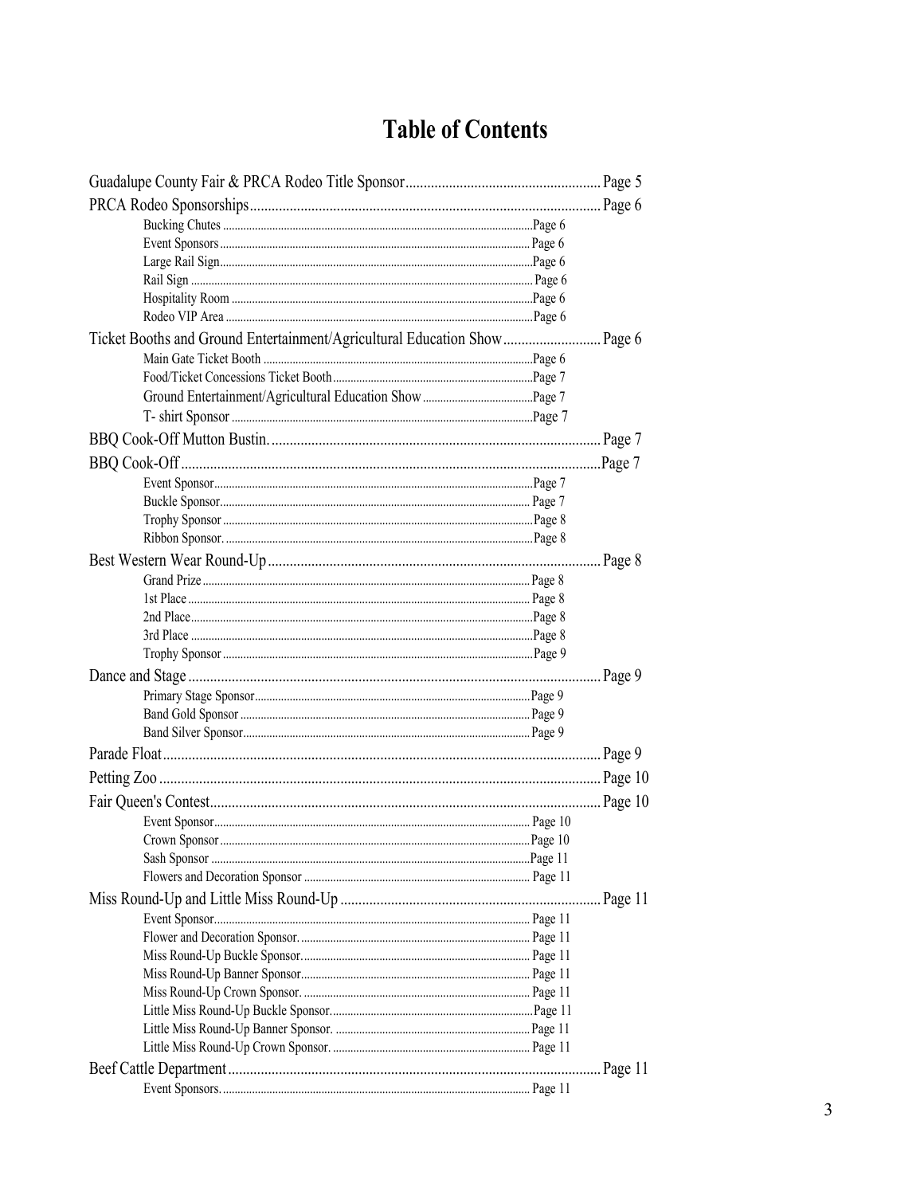# Table of Contents

- Guadalupe County Fair & PRCA Rodeo Title Sponsor .......... Page 5
- PRCA Rodeo Sponsorships .......... Page 6
  - Bucking Chutes .......... Page 6
  - Event Sponsors .......... Page 6
  - Large Rail Sign .......... Page 6
  - Rail Sign .......... Page 6
  - Hospitality Room .......... Page 6
  - Rodeo VIP Area .......... Page 6
- Ticket Booths and Ground Entertainment/Agricultural Education Show .......... Page 6
  - Main Gate Ticket Booth .......... Page 6
  - Food/Ticket Concessions Ticket Booth .......... Page 7
  - Ground Entertainment/Agricultural Education Show .......... Page 7
  - T- shirt Sponsor .......... Page 7
- BBQ Cook-Off Mutton Bustin. .......... Page 7
- BBQ Cook-Off .......... Page 7
  - Event Sponsor .......... Page 7
  - Buckle Sponsor .......... Page 7
  - Trophy Sponsor .......... Page 8
  - Ribbon Sponsor. .......... Page 8
- Best Western Wear Round-Up .......... Page 8
  - Grand Prize .......... Page 8
  - 1st Place .......... Page 8
  - 2nd Place .......... Page 8
  - 3rd Place .......... Page 8
  - Trophy Sponsor .......... Page 9
- Dance and Stage .......... Page 9
  - Primary Stage Sponsor .......... Page 9
  - Band Gold Sponsor .......... Page 9
  - Band Silver Sponsor .......... Page 9
- Parade Float .......... Page 9
- Petting Zoo .......... Page 10
- Fair Queen's Contest .......... Page 10
  - Event Sponsor .......... Page 10
  - Crown Sponsor .......... Page 10
  - Sash Sponsor .......... Page 11
  - Flowers and Decoration Sponsor .......... Page 11
- Miss Round-Up and Little Miss Round-Up .......... Page 11
  - Event Sponsor .......... Page 11
  - Flower and Decoration Sponsor. .......... Page 11
  - Miss Round-Up Buckle Sponsor. .......... Page 11
  - Miss Round-Up Banner Sponsor. .......... Page 11
  - Miss Round-Up Crown Sponsor. .......... Page 11
  - Little Miss Round-Up Buckle Sponsor. .......... Page 11
  - Little Miss Round-Up Banner Sponsor. .......... Page 11
  - Little Miss Round-Up Crown Sponsor. .......... Page 11
- Beef Cattle Department .......... Page 11
  - Event Sponsors. .......... Page 11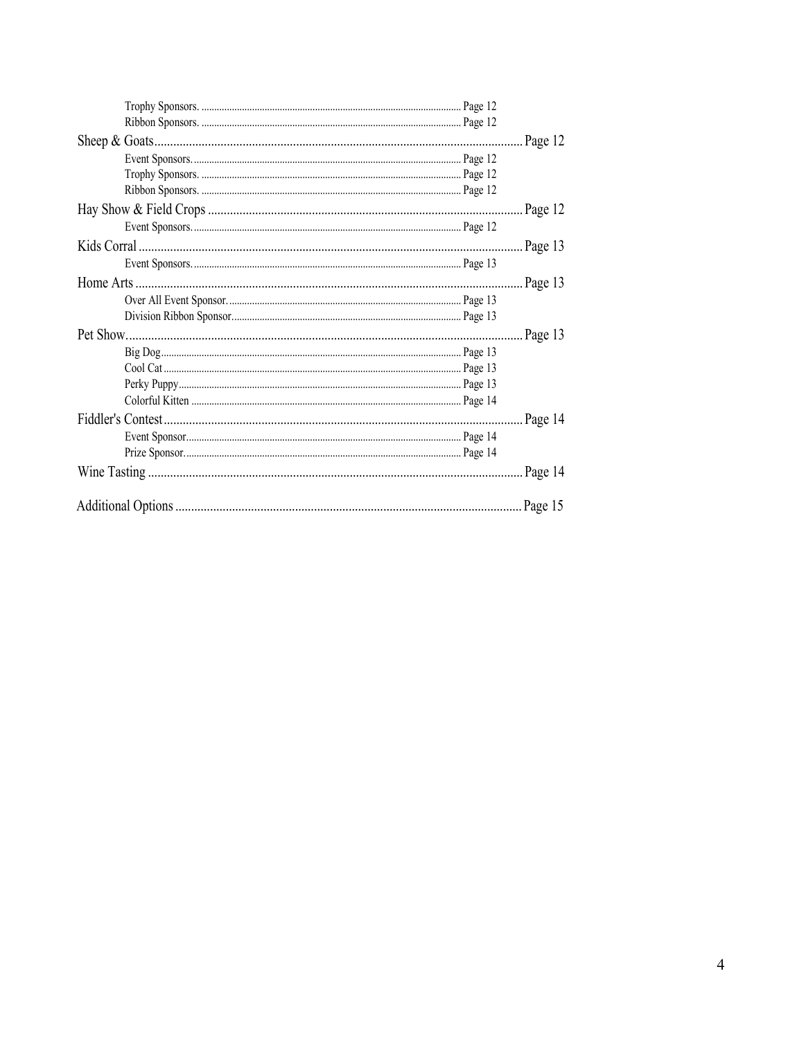- Trophy Sponsors. .... Page 12
- Ribbon Sponsors. .... Page 12

Sheep & Goats .... Page 12

- Event Sponsors. .... Page 12
- Trophy Sponsors. .... Page 12
- Ribbon Sponsors. .... Page 12

Hay Show & Field Crops .... Page 12

- Event Sponsors. .... Page 12

Kids Corral .... Page 13

- Event Sponsors. .... Page 13

Home Arts .... Page 13

- Over All Event Sponsor. .... Page 13
- Division Ribbon Sponsor. .... Page 13

Pet Show. .... Page 13

- Big Dog .... Page 13
- Cool Cat .... Page 13
- Perky Puppy .... Page 13
- Colorful Kitten .... Page 14

Fiddler's Contest .... Page 14

- Event Sponsor. .... Page 14
- Prize Sponsor. .... Page 14

Wine Tasting .... Page 14

Additional Options .... Page 15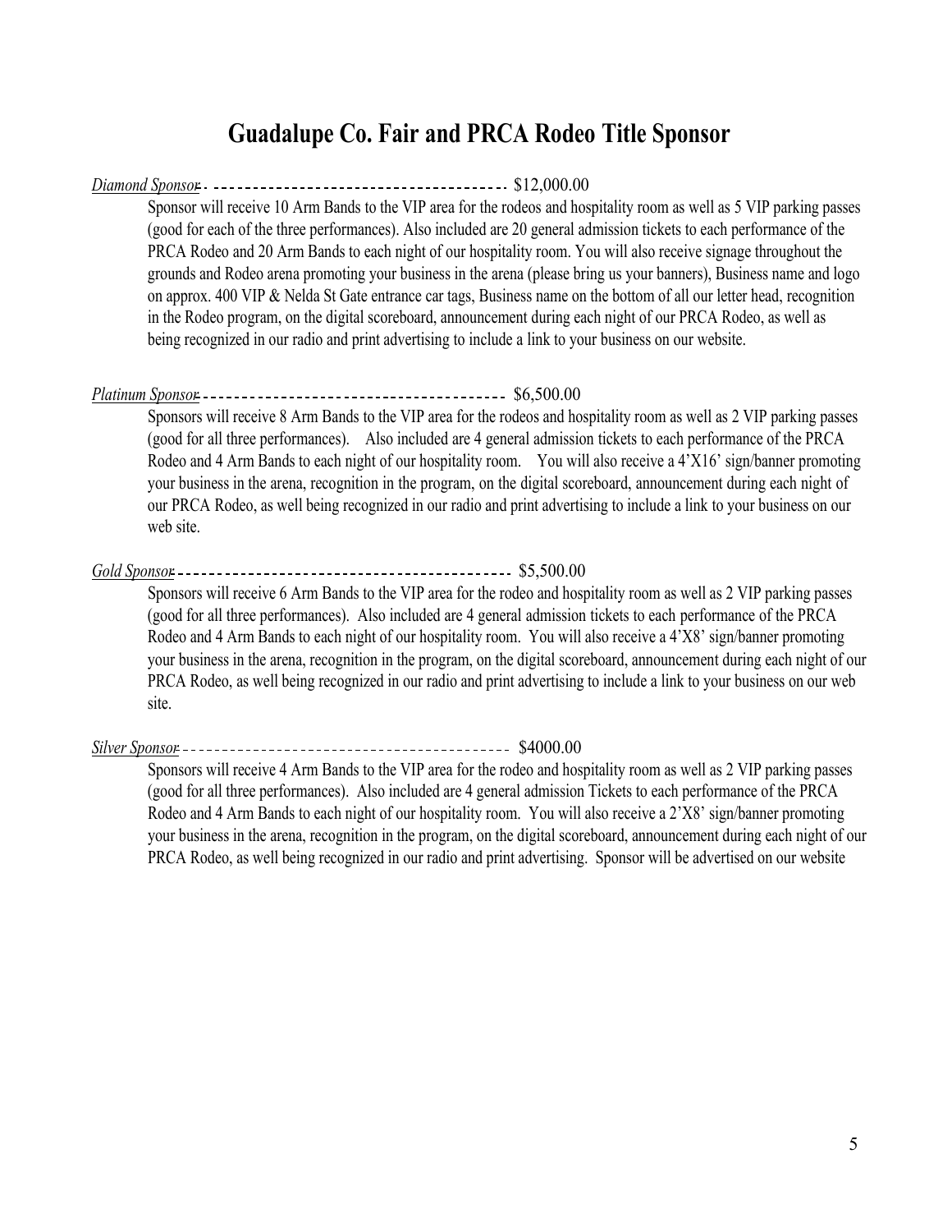# Guadalupe Co. Fair and PRCA Rodeo Title Sponsor

*Diamond Sponsor* ------------------------------------- $12,000.00

Sponsor will receive 10 Arm Bands to the VIP area for the rodeos and hospitality room as well as 5 VIP parking passes (good for each of the three performances). Also included are 20 general admission tickets to each performance of the PRCA Rodeo and 20 Arm Bands to each night of our hospitality room. You will also receive signage throughout the grounds and Rodeo arena promoting your business in the arena (please bring us your banners), Business name and logo on approx. 400 VIP & Nelda St Gate entrance car tags, Business name on the bottom of all our letter head, recognition in the Rodeo program, on the digital scoreboard, announcement during each night of our PRCA Rodeo, as well as being recognized in our radio and print advertising to include a link to your business on our website.

*Platinum Sponsor* -------------------------------------- $6,500.00

Sponsors will receive 8 Arm Bands to the VIP area for the rodeos and hospitality room as well as 2 VIP parking passes (good for all three performances). Also included are 4 general admission tickets to each performance of the PRCA Rodeo and 4 Arm Bands to each night of our hospitality room. You will also receive a 4'X16' sign/banner promoting your business in the arena, recognition in the program, on the digital scoreboard, announcement during each night of our PRCA Rodeo, as well being recognized in our radio and print advertising to include a link to your business on our web site.

*Gold Sponsor* ------------------------------------------ $5,500.00

Sponsors will receive 6 Arm Bands to the VIP area for the rodeo and hospitality room as well as 2 VIP parking passes (good for all three performances). Also included are 4 general admission tickets to each performance of the PRCA Rodeo and 4 Arm Bands to each night of our hospitality room. You will also receive a 4'X8' sign/banner promoting your business in the arena, recognition in the program, on the digital scoreboard, announcement during each night of our PRCA Rodeo, as well being recognized in our radio and print advertising to include a link to your business on our web site.

*Silver Sponsor* ---------------------------------------- $4000.00

Sponsors will receive 4 Arm Bands to the VIP area for the rodeo and hospitality room as well as 2 VIP parking passes (good for all three performances). Also included are 4 general admission Tickets to each performance of the PRCA Rodeo and 4 Arm Bands to each night of our hospitality room. You will also receive a 2'X8' sign/banner promoting your business in the arena, recognition in the program, on the digital scoreboard, announcement during each night of our PRCA Rodeo, as well being recognized in our radio and print advertising. Sponsor will be advertised on our website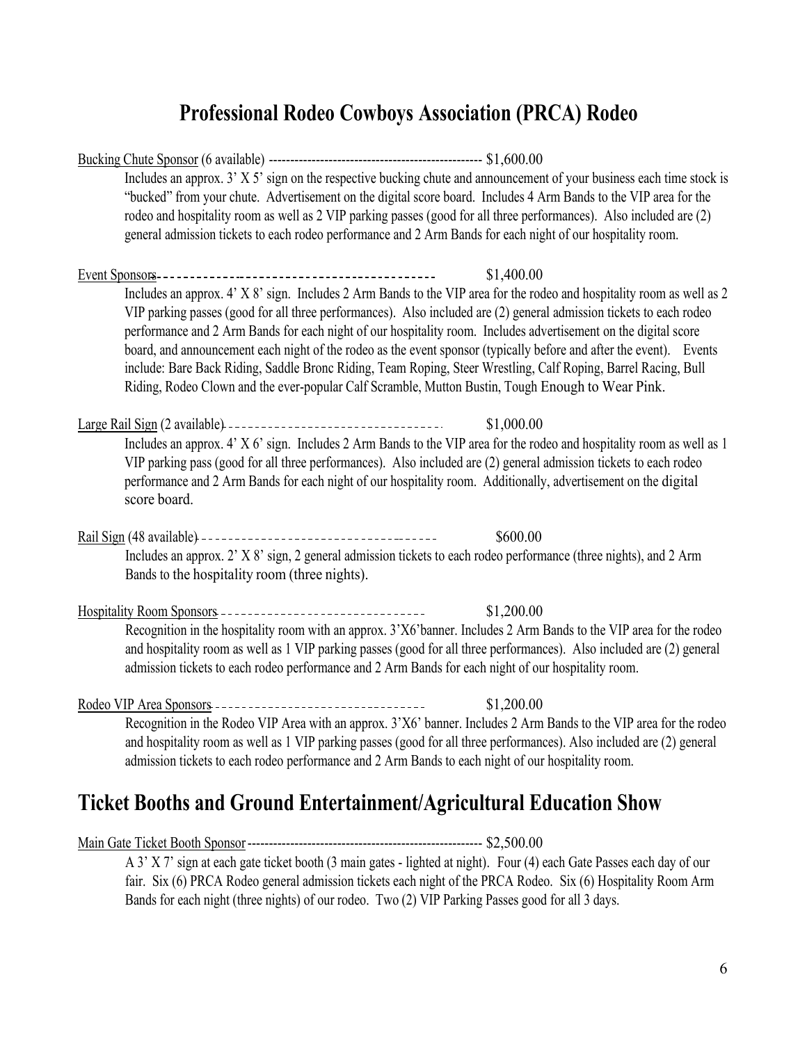# Professional Rodeo Cowboys Association (PRCA) Rodeo

Bucking Chute Sponsor (6 available) -------------------------------------------------- $1,600.00

Includes an approx. 3' X 5' sign on the respective bucking chute and announcement of your business each time stock is "bucked" from your chute. Advertisement on the digital score board. Includes 4 Arm Bands to the VIP area for the rodeo and hospitality room as well as 2 VIP parking passes (good for all three performances). Also included are (2) general admission tickets to each rodeo performance and 2 Arm Bands for each night of our hospitality room.

Event Sponsors ------------------------------------------ $1,400.00

Includes an approx. 4' X 8' sign. Includes 2 Arm Bands to the VIP area for the rodeo and hospitality room as well as 2 VIP parking passes (good for all three performances). Also included are (2) general admission tickets to each rodeo performance and 2 Arm Bands for each night of our hospitality room. Includes advertisement on the digital score board, and announcement each night of the rodeo as the event sponsor (typically before and after the event). Events include: Bare Back Riding, Saddle Bronc Riding, Team Roping, Steer Wrestling, Calf Roping, Barrel Racing, Bull Riding, Rodeo Clown and the ever-popular Calf Scramble, Mutton Bustin, Tough Enough to Wear Pink.

Large Rail Sign (2 available) --------------------------------- $1,000.00

Includes an approx. 4' X 6' sign. Includes 2 Arm Bands to the VIP area for the rodeo and hospitality room as well as 1 VIP parking pass (good for all three performances). Also included are (2) general admission tickets to each rodeo performance and 2 Arm Bands for each night of our hospitality room. Additionally, advertisement on the digital score board.

Rail Sign (48 available) --------------------------------- $600.00

Includes an approx. 2' X 8' sign, 2 general admission tickets to each rodeo performance (three nights), and 2 Arm Bands to the hospitality room (three nights).

Hospitality Room Sponsors ------------------------------ $1,200.00

Recognition in the hospitality room with an approx. 3'X6'banner. Includes 2 Arm Bands to the VIP area for the rodeo and hospitality room as well as 1 VIP parking passes (good for all three performances). Also included are (2) general admission tickets to each rodeo performance and 2 Arm Bands for each night of our hospitality room.

Rodeo VIP Area Sponsors ------------------------------ $1,200.00

Recognition in the Rodeo VIP Area with an approx. 3'X6' banner. Includes 2 Arm Bands to the VIP area for the rodeo and hospitality room as well as 1 VIP parking passes (good for all three performances). Also included are (2) general admission tickets to each rodeo performance and 2 Arm Bands to each night of our hospitality room.

# Ticket Booths and Ground Entertainment/Agricultural Education Show

Main Gate Ticket Booth Sponsor ------------------------------------------------------- $2,500.00

A 3' X 7' sign at each gate ticket booth (3 main gates - lighted at night). Four (4) each Gate Passes each day of our fair. Six (6) PRCA Rodeo general admission tickets each night of the PRCA Rodeo. Six (6) Hospitality Room Arm Bands for each night (three nights) of our rodeo. Two (2) VIP Parking Passes good for all 3 days.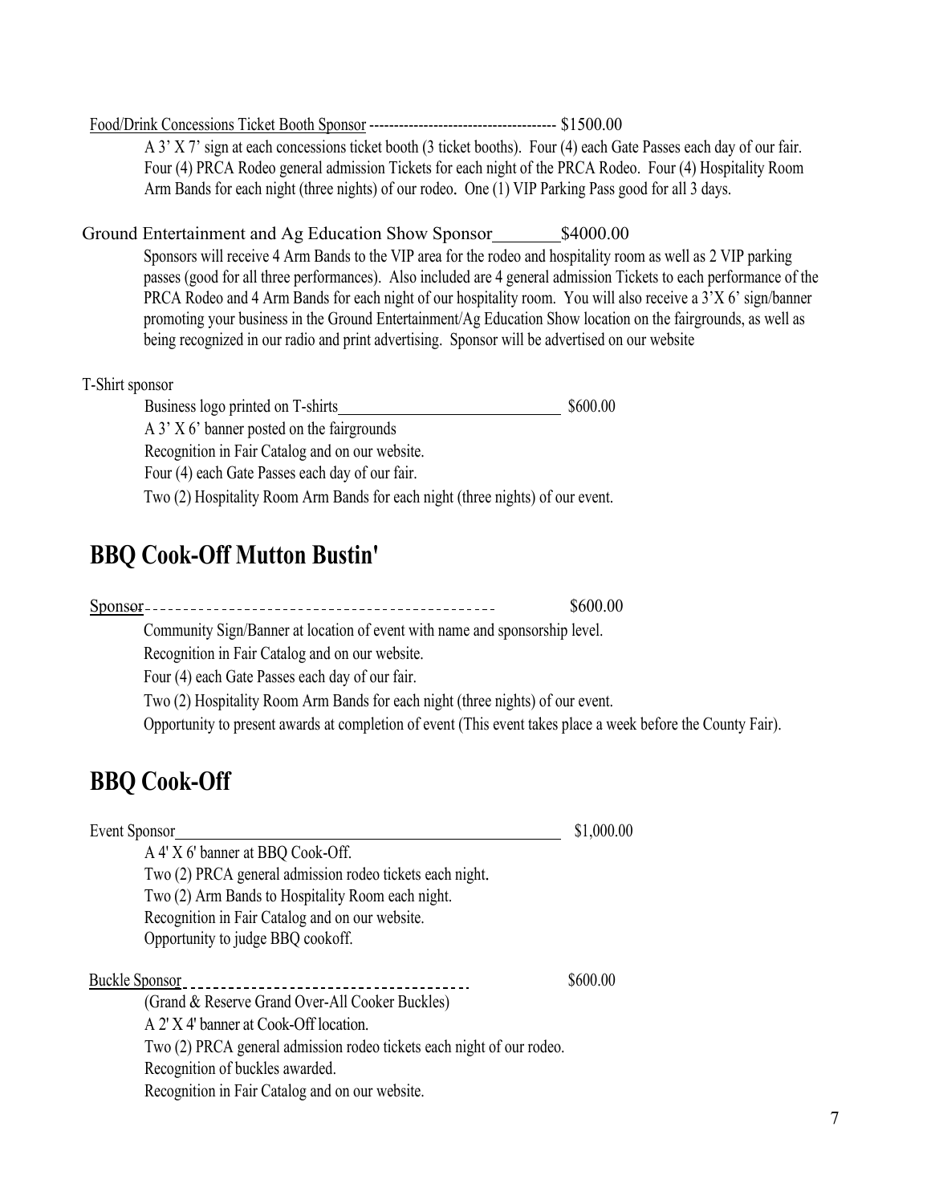Food/Drink Concessions Ticket Booth Sponsor -------------------------------------- $1500.00

A 3' X 7' sign at each concessions ticket booth (3 ticket booths). Four (4) each Gate Passes each day of our fair. Four (4) PRCA Rodeo general admission Tickets for each night of the PRCA Rodeo. Four (4) Hospitality Room Arm Bands for each night (three nights) of our rodeo. One (1) VIP Parking Pass good for all 3 days.

Ground Entertainment and Ag Education Show Sponsor________$4000.00

Sponsors will receive 4 Arm Bands to the VIP area for the rodeo and hospitality room as well as 2 VIP parking passes (good for all three performances). Also included are 4 general admission Tickets to each performance of the PRCA Rodeo and 4 Arm Bands for each night of our hospitality room. You will also receive a 3'X 6' sign/banner promoting your business in the Ground Entertainment/Ag Education Show location on the fairgrounds, as well as being recognized in our radio and print advertising. Sponsor will be advertised on our website

T-Shirt sponsor

Business logo printed on T-shirts______________________________ $600.00

A 3' X 6' banner posted on the fairgrounds

Recognition in Fair Catalog and on our website.

Four (4) each Gate Passes each day of our fair.

Two (2) Hospitality Room Arm Bands for each night (three nights) of our event.

## BBQ Cook-Off Mutton Bustin'

Sponsor- - - - - - - - - - - - - - - - - - - - - - - - - - - - - - - - - - - - - - - - - - - $600.00

Community Sign/Banner at location of event with name and sponsorship level.

Recognition in Fair Catalog and on our website.

Four (4) each Gate Passes each day of our fair.

Two (2) Hospitality Room Arm Bands for each night (three nights) of our event.

Opportunity to present awards at completion of event (This event takes place a week before the County Fair).

## BBQ Cook-Off

Event Sponsor______________________________________________________ $1,000.00

A 4' X 6' banner at BBQ Cook-Off.

Two (2) PRCA general admission rodeo tickets each night.

Two (2) Arm Bands to Hospitality Room each night.

Recognition in Fair Catalog and on our website.

Opportunity to judge BBQ cookoff.

Buckle Sponsor - - - - - - - - - - - - - - - - - - - - - - - - - - - - - - - - - - - - $600.00

(Grand & Reserve Grand Over-All Cooker Buckles)

A 2' X 4' banner at Cook-Off location.

Two (2) PRCA general admission rodeo tickets each night of our rodeo.

Recognition of buckles awarded.

Recognition in Fair Catalog and on our website.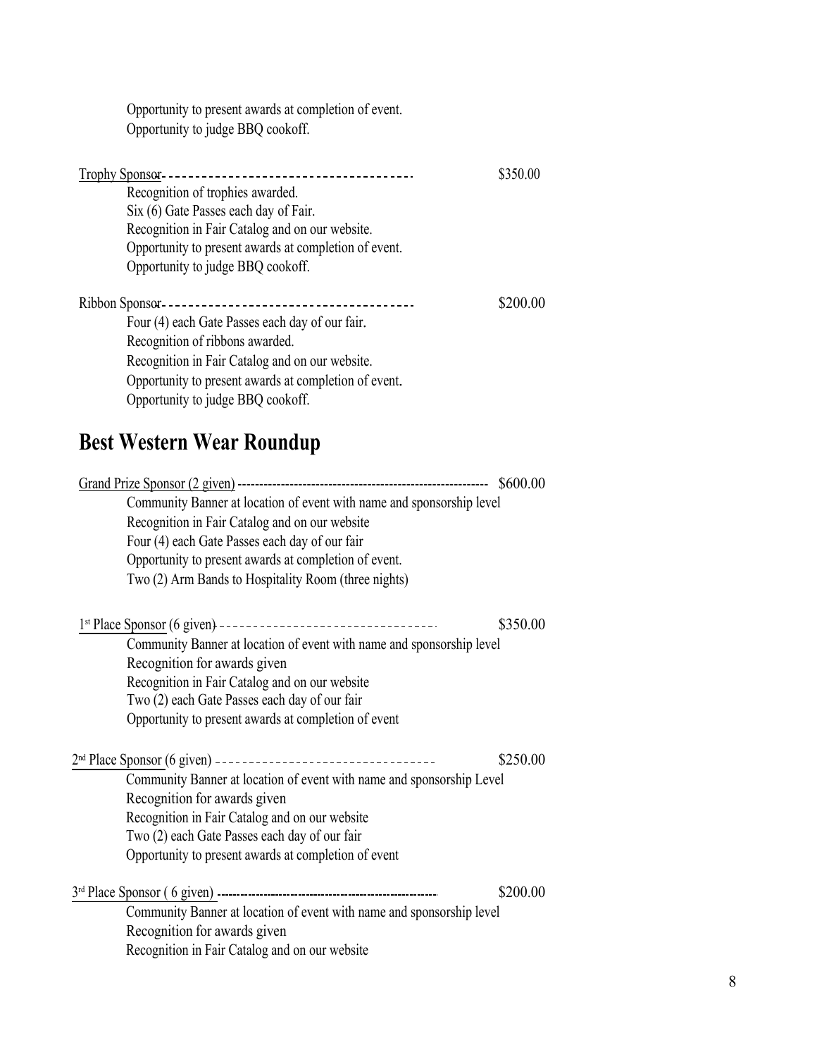Opportunity to present awards at completion of event.
Opportunity to judge BBQ cookoff.

Trophy Sponsor-------------------------------------- $350.00

Recognition of trophies awarded.
Six (6) Gate Passes each day of Fair.
Recognition in Fair Catalog and on our website.
Opportunity to present awards at completion of event.
Opportunity to judge BBQ cookoff.

Ribbon Sponsor-------------------------------------- $200.00

Four (4) each Gate Passes each day of our fair.
Recognition of ribbons awarded.
Recognition in Fair Catalog and on our website.
Opportunity to present awards at completion of event.
Opportunity to judge BBQ cookoff.

## Best Western Wear Roundup

Grand Prize Sponsor (2 given) ---------------------------------------------------------- $600.00

Community Banner at location of event with name and sponsorship level
Recognition in Fair Catalog and on our website
Four (4) each Gate Passes each day of our fair
Opportunity to present awards at completion of event.
Two (2) Arm Bands to Hospitality Room (three nights)

1st Place Sponsor (6 given)-------------------------------- $350.00

Community Banner at location of event with name and sponsorship level
Recognition for awards given
Recognition in Fair Catalog and on our website
Two (2) each Gate Passes each day of our fair
Opportunity to present awards at completion of event

2nd Place Sponsor (6 given) -------------------------------- $250.00

Community Banner at location of event with name and sponsorship Level
Recognition for awards given
Recognition in Fair Catalog and on our website
Two (2) each Gate Passes each day of our fair
Opportunity to present awards at completion of event

3rd Place Sponsor ( 6 given) ------------------------------------------------------ $200.00

Community Banner at location of event with name and sponsorship level
Recognition for awards given
Recognition in Fair Catalog and on our website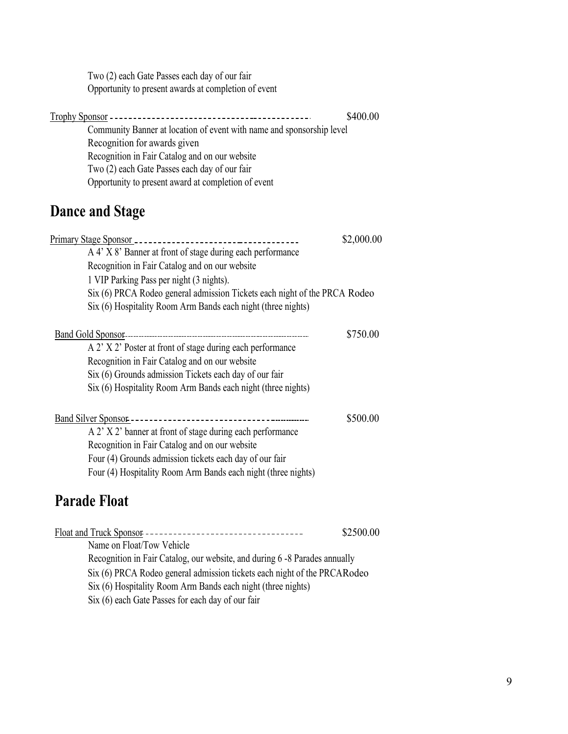Two (2) each Gate Passes each day of our fair
Opportunity to present awards at completion of event

Trophy Sponsor ------------------------------------------ $400.00

Community Banner at location of event with name and sponsorship level
Recognition for awards given
Recognition in Fair Catalog and on our website
Two (2) each Gate Passes each day of our fair
Opportunity to present award at completion of event

## Dance and Stage

Primary Stage Sponsor --------------------------------- $2,000.00

A 4' X 8' Banner at front of stage during each performance
Recognition in Fair Catalog and on our website
1 VIP Parking Pass per night (3 nights).
Six (6) PRCA Rodeo general admission Tickets each night of the PRCA Rodeo
Six (6) Hospitality Room Arm Bands each night (three nights)

Band Gold Sponsor---------------------------------------- $750.00

A 2' X 2' Poster at front of stage during each performance
Recognition in Fair Catalog and on our website
Six (6) Grounds admission Tickets each day of our fair
Six (6) Hospitality Room Arm Bands each night (three nights)

Band Silver Sponsor-------------------------------------- $500.00

A 2' X 2' banner at front of stage during each performance
Recognition in Fair Catalog and on our website
Four (4) Grounds admission tickets each day of our fair
Four (4) Hospitality Room Arm Bands each night (three nights)

## Parade Float

Float and Truck Sponsor --------------------------------- $2500.00

Name on Float/Tow Vehicle
Recognition in Fair Catalog, our website, and during 6 -8 Parades annually
Six (6) PRCA Rodeo general admission tickets each night of the PRCARodeo
Six (6) Hospitality Room Arm Bands each night (three nights)
Six (6) each Gate Passes for each day of our fair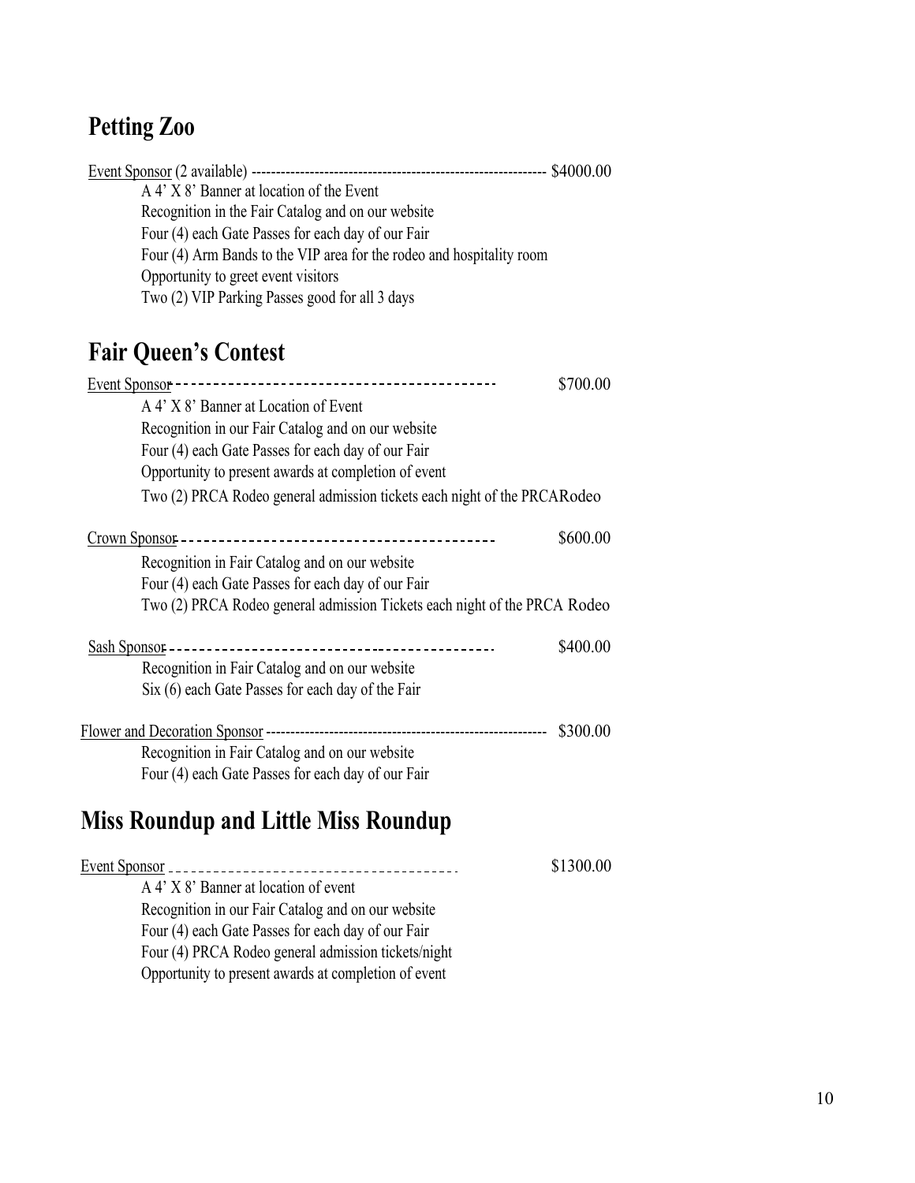## Petting Zoo

Event Sponsor (2 available) ------------------------------------------------------------ $4000.00

- A 4' X 8' Banner at location of the Event
- Recognition in the Fair Catalog and on our website
- Four (4) each Gate Passes for each day of our Fair
- Four (4) Arm Bands to the VIP area for the rodeo and hospitality room
- Opportunity to greet event visitors
- Two (2) VIP Parking Passes good for all 3 days

## Fair Queen's Contest

Event Sponsor ------------------------------------------ $700.00

- A 4' X 8' Banner at Location of Event
- Recognition in our Fair Catalog and on our website
- Four (4) each Gate Passes for each day of our Fair
- Opportunity to present awards at completion of event
- Two (2) PRCA Rodeo general admission tickets each night of the PRCARodeo

Crown Sponsor ------------------------------------------ $600.00

- Recognition in Fair Catalog and on our website
- Four (4) each Gate Passes for each day of our Fair
- Two (2) PRCA Rodeo general admission Tickets each night of the PRCA Rodeo

Sash Sponsor ------------------------------------------ $400.00

- Recognition in Fair Catalog and on our website
- Six (6) each Gate Passes for each day of the Fair

Flower and Decoration Sponsor ------------------------------------------------------- $300.00

- Recognition in Fair Catalog and on our website
- Four (4) each Gate Passes for each day of our Fair

## Miss Roundup and Little Miss Roundup

Event Sponsor -------------------------------------- $1300.00

- A 4' X 8' Banner at location of event
- Recognition in our Fair Catalog and on our website
- Four (4) each Gate Passes for each day of our Fair
- Four (4) PRCA Rodeo general admission tickets/night
- Opportunity to present awards at completion of event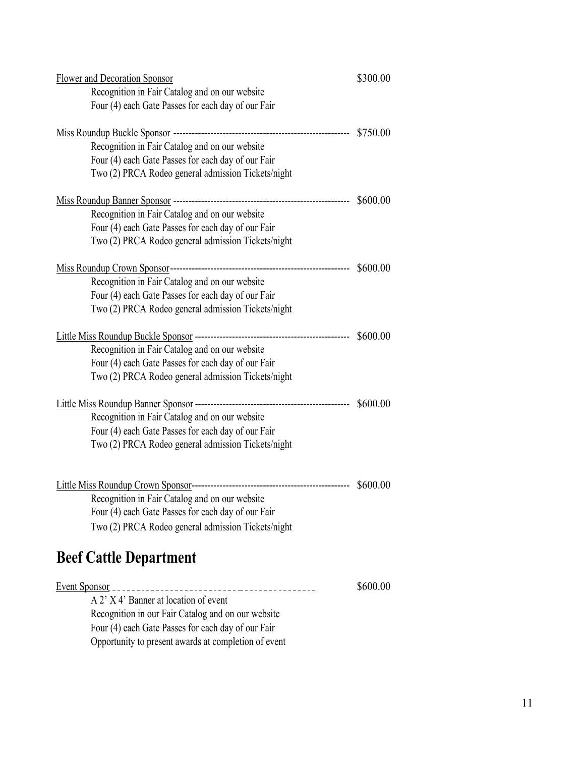Flower and Decoration Sponsor $300.00

Recognition in Fair Catalog and on our website
Four (4) each Gate Passes for each day of our Fair

Miss Roundup Buckle Sponsor ---------------------------------------------------------- $750.00

Recognition in Fair Catalog and on our website
Four (4) each Gate Passes for each day of our Fair
Two (2) PRCA Rodeo general admission Tickets/night

Miss Roundup Banner Sponsor ---------------------------------------------------------- $600.00

Recognition in Fair Catalog and on our website
Four (4) each Gate Passes for each day of our Fair
Two (2) PRCA Rodeo general admission Tickets/night

Miss Roundup Crown Sponsor----------------------------------------------------------- $600.00

Recognition in Fair Catalog and on our website
Four (4) each Gate Passes for each day of our Fair
Two (2) PRCA Rodeo general admission Tickets/night

Little Miss Roundup Buckle Sponsor ------------------------------------------------- $600.00

Recognition in Fair Catalog and on our website
Four (4) each Gate Passes for each day of our Fair
Two (2) PRCA Rodeo general admission Tickets/night

Little Miss Roundup Banner Sponsor ------------------------------------------------- $600.00

Recognition in Fair Catalog and on our website
Four (4) each Gate Passes for each day of our Fair
Two (2) PRCA Rodeo general admission Tickets/night

Little Miss Roundup Crown Sponsor-------------------------------------------------- $600.00

Recognition in Fair Catalog and on our website
Four (4) each Gate Passes for each day of our Fair
Two (2) PRCA Rodeo general admission Tickets/night

## Beef Cattle Department

Event Sponsor ------------------------------------------------ $600.00

A 2' X 4' Banner at location of event
Recognition in our Fair Catalog and on our website
Four (4) each Gate Passes for each day of our Fair
Opportunity to present awards at completion of event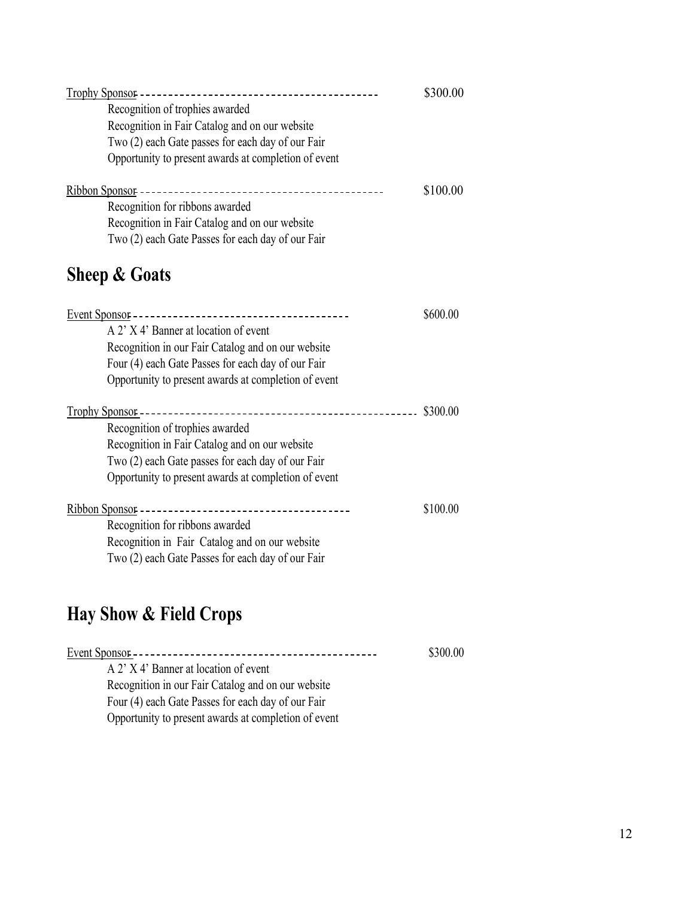Trophy Sponsor ---------------------------------------- $300.00

Recognition of trophies awarded
Recognition in Fair Catalog and on our website
Two (2) each Gate passes for each day of our Fair
Opportunity to present awards at completion of event

Ribbon Sponsor ---------------------------------------- $100.00

Recognition for ribbons awarded
Recognition in Fair Catalog and on our website
Two (2) each Gate Passes for each day of our Fair

## Sheep & Goats

Event Sponsor ---------------------------------------- $600.00

A 2' X 4' Banner at location of event
Recognition in our Fair Catalog and on our website
Four (4) each Gate Passes for each day of our Fair
Opportunity to present awards at completion of event

Trophy Sponsor ---------------------------------------- $300.00

Recognition of trophies awarded
Recognition in Fair Catalog and on our website
Two (2) each Gate passes for each day of our Fair
Opportunity to present awards at completion of event

Ribbon Sponsor ---------------------------------------- $100.00

Recognition for ribbons awarded
Recognition in Fair Catalog and on our website
Two (2) each Gate Passes for each day of our Fair

## Hay Show & Field Crops

Event Sponsor ---------------------------------------- $300.00

A 2' X 4' Banner at location of event
Recognition in our Fair Catalog and on our website
Four (4) each Gate Passes for each day of our Fair
Opportunity to present awards at completion of event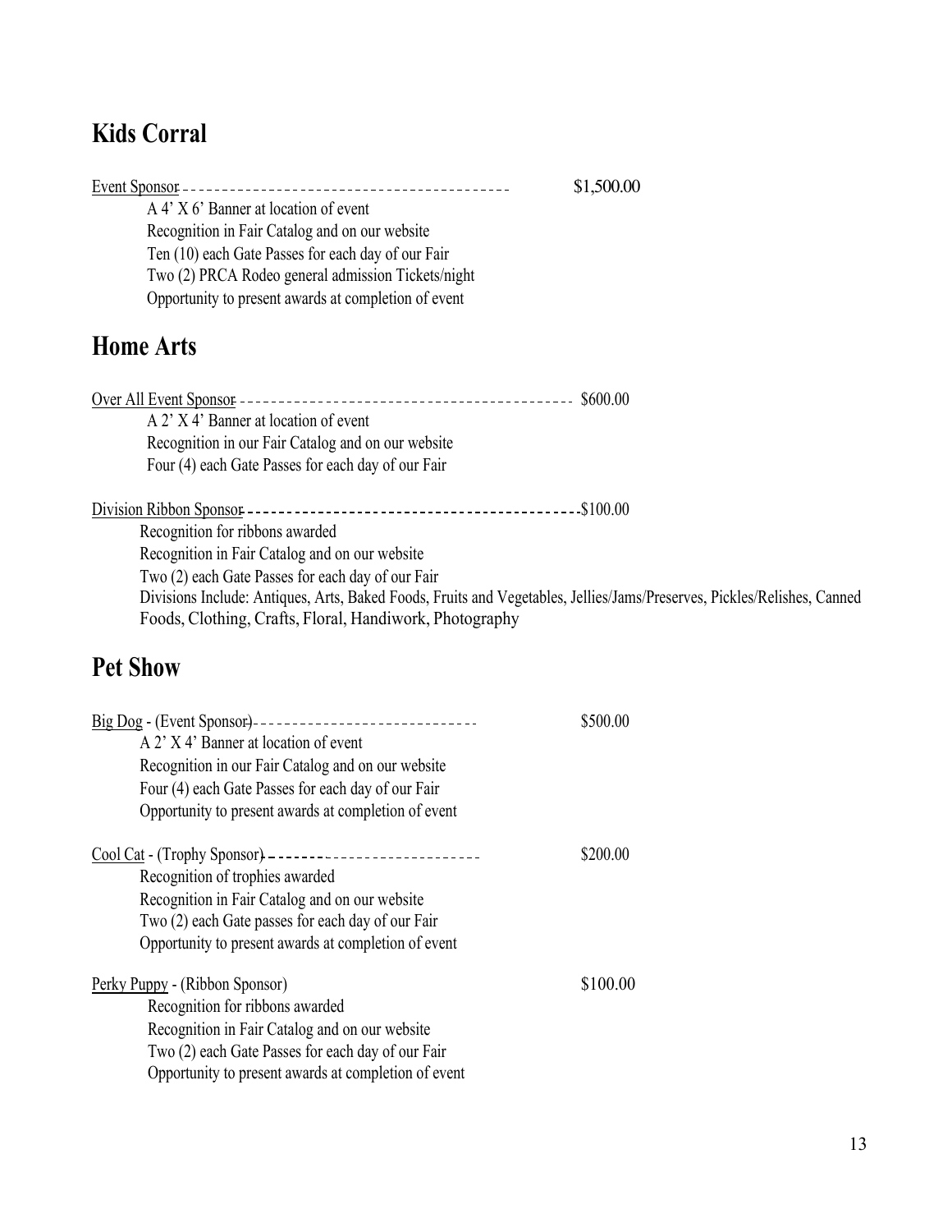## Kids Corral

Event Sponsor ------------------------------------------ $1,500.00

- A 4' X 6' Banner at location of event
- Recognition in Fair Catalog and on our website
- Ten (10) each Gate Passes for each day of our Fair
- Two (2) PRCA Rodeo general admission Tickets/night
- Opportunity to present awards at completion of event

## Home Arts

Over All Event Sponsor ------------------------------------------ $600.00

- A 2' X 4' Banner at location of event
- Recognition in our Fair Catalog and on our website
- Four (4) each Gate Passes for each day of our Fair

Division Ribbon Sponsor ------------------------------------------ $100.00

- Recognition for ribbons awarded
- Recognition in Fair Catalog and on our website
- Two (2) each Gate Passes for each day of our Fair
- Divisions Include: Antiques, Arts, Baked Foods, Fruits and Vegetables, Jellies/Jams/Preserves, Pickles/Relishes, Canned Foods, Clothing, Crafts, Floral, Handiwork, Photography

## Pet Show

Big Dog - (Event Sponsor) ---------------------------- $500.00

- A 2' X 4' Banner at location of event
- Recognition in our Fair Catalog and on our website
- Four (4) each Gate Passes for each day of our Fair
- Opportunity to present awards at completion of event

Cool Cat - (Trophy Sponsor) ---------------------------- $200.00

- Recognition of trophies awarded
- Recognition in Fair Catalog and on our website
- Two (2) each Gate passes for each day of our Fair
- Opportunity to present awards at completion of event

Perky Puppy - (Ribbon Sponsor) $100.00

- Recognition for ribbons awarded
- Recognition in Fair Catalog and on our website
- Two (2) each Gate Passes for each day of our Fair
- Opportunity to present awards at completion of event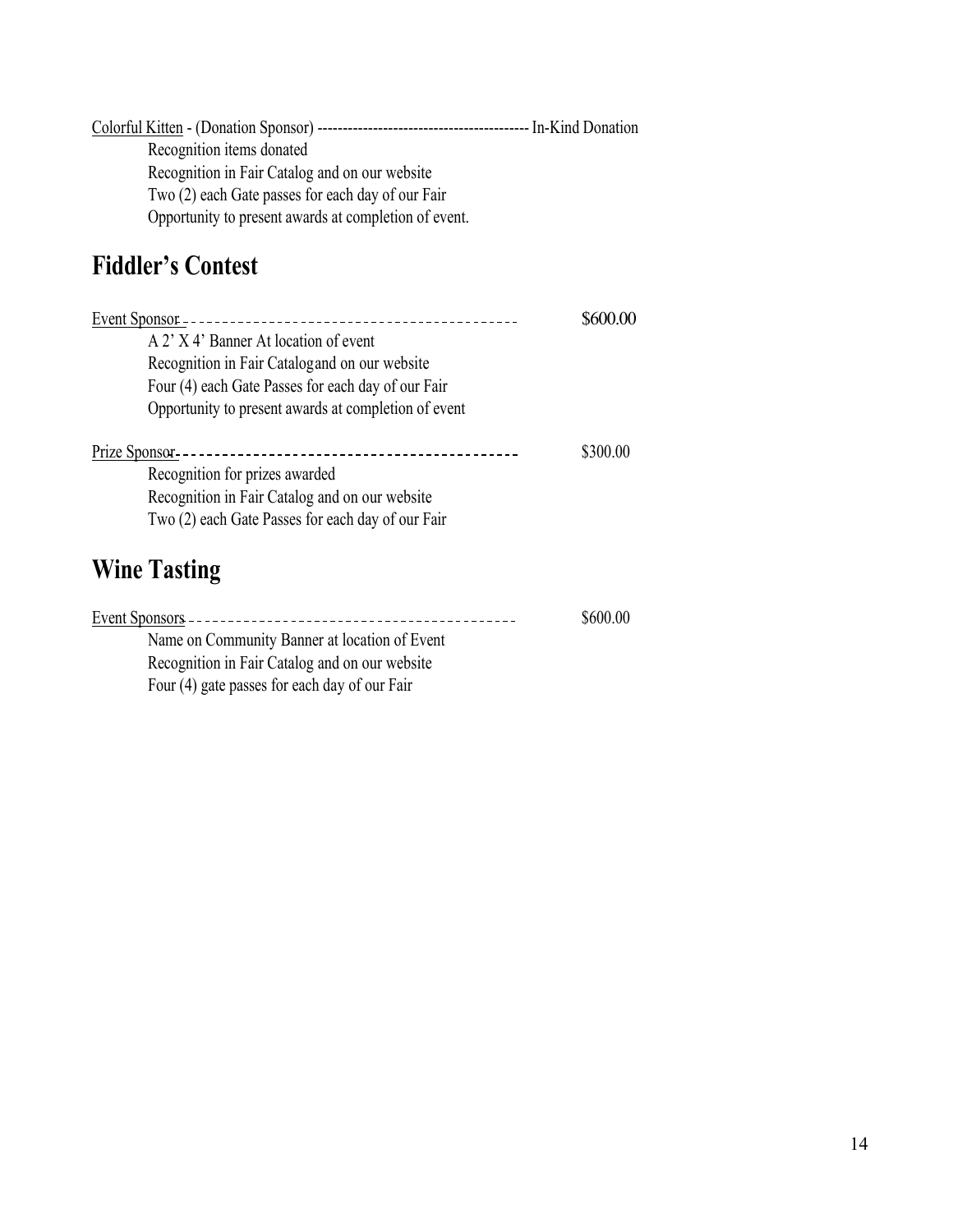Colorful Kitten - (Donation Sponsor) ----------------------------------------- In-Kind Donation

Recognition items donated
Recognition in Fair Catalog and on our website
Two (2) each Gate passes for each day of our Fair
Opportunity to present awards at completion of event.

## Fiddler's Contest

Event Sponsor ---------------------------------------- $600.00

A 2' X 4' Banner At location of event
Recognition in Fair Catalogand on our website
Four (4) each Gate Passes for each day of our Fair
Opportunity to present awards at completion of event

Prize Sponsor ---------------------------------------- $300.00

Recognition for prizes awarded
Recognition in Fair Catalog and on our website
Two (2) each Gate Passes for each day of our Fair

## Wine Tasting

Event Sponsors ---------------------------------------- $600.00

Name on Community Banner at location of Event
Recognition in Fair Catalog and on our website
Four (4) gate passes for each day of our Fair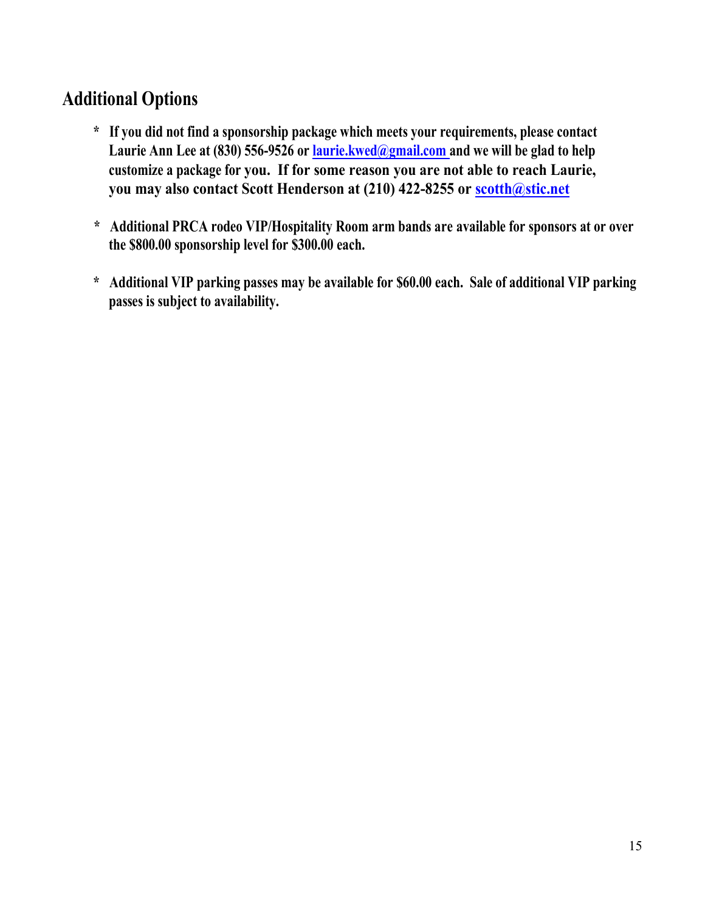## Additional Options

* **If you did not find a sponsorship package which meets your requirements, please contact Laurie Ann Lee at (830) 556-9526 or [laurie.kwed@gmail.com](mailto:laurie.kwed@gmail.com) and we will be glad to help customize a package for you. If for some reason you are not able to reach Laurie, you may also contact Scott Henderson at (210) 422-8255 or [scotth@stic.net](mailto:scotth@stic.net)**

* **Additional PRCA rodeo VIP/Hospitality Room arm bands are available for sponsors at or over the $800.00 sponsorship level for $300.00 each.**

* **Additional VIP parking passes may be available for $60.00 each. Sale of additional VIP parking passes is subject to availability.**